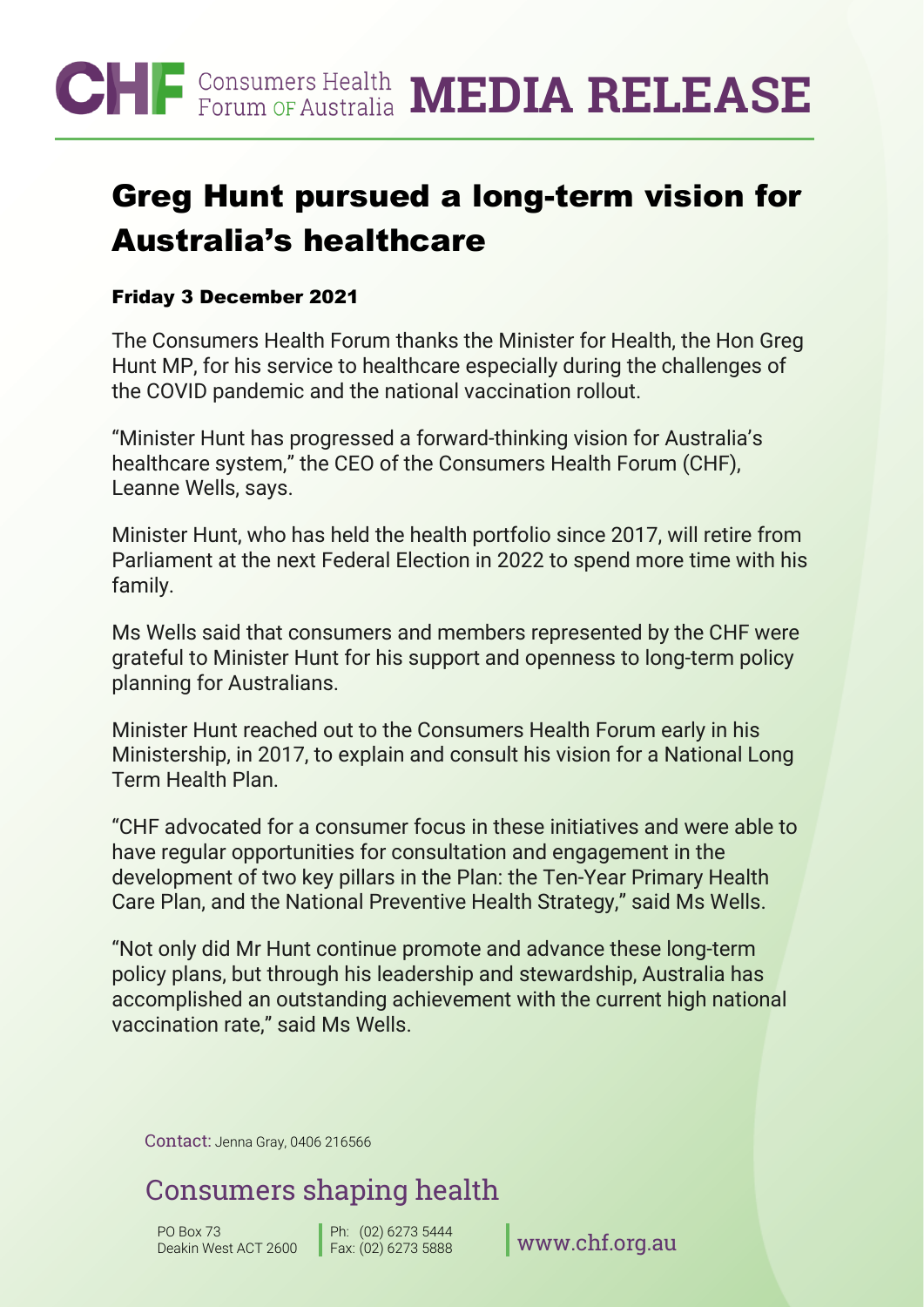CHF Consumers Health Forum OF Australia **MEDIA RELEASE**

# Greg Hunt pursued a long-term vision for Australia's healthcare

**Friday 3 December 2021**

The Consumers Health Forum thanks the Minister for Health, the Hon Greg Hunt MP, for his service to healthcare especially during the challenges of the COVID pandemic and the national vaccination rollout.

"Minister Hunt has progressed a forward-thinking vision for Australia's healthcare system," the CEO of the Consumers Health Forum (CHF), Leanne Wells, says.

Minister Hunt, who has held the health portfolio since 2017, will retire from Parliament at the next Federal Election in 2022 to spend more time with his family.

Ms Wells said that consumers and members represented by the CHF were grateful to Minister Hunt for his support and openness to long-term policy planning for Australians.

Minister Hunt reached out to the Consumers Health Forum early in his Ministership, in 2017, to explain and consult his vision for a National Long Term Health Plan.

"CHF advocated for a consumer focus in these initiatives and were able to have regular opportunities for consultation and engagement in the development of two key pillars in the Plan: the Ten-Year Primary Health Care Plan, and the National Preventive Health Strategy," said Ms Wells.

"Not only did Mr Hunt continue promote and advance these long-term policy plans, but through his leadership and stewardship, Australia has accomplished an outstanding achievement with the current high national vaccination rate," said Ms Wells.

Contact: Jenna Gray, 0406 216566

Consumers shaping health

PO Box 73
Deakin West ACT 2600

Ph: (02) 6273 5444
Fax: (02) 6273 5888

www.chf.org.au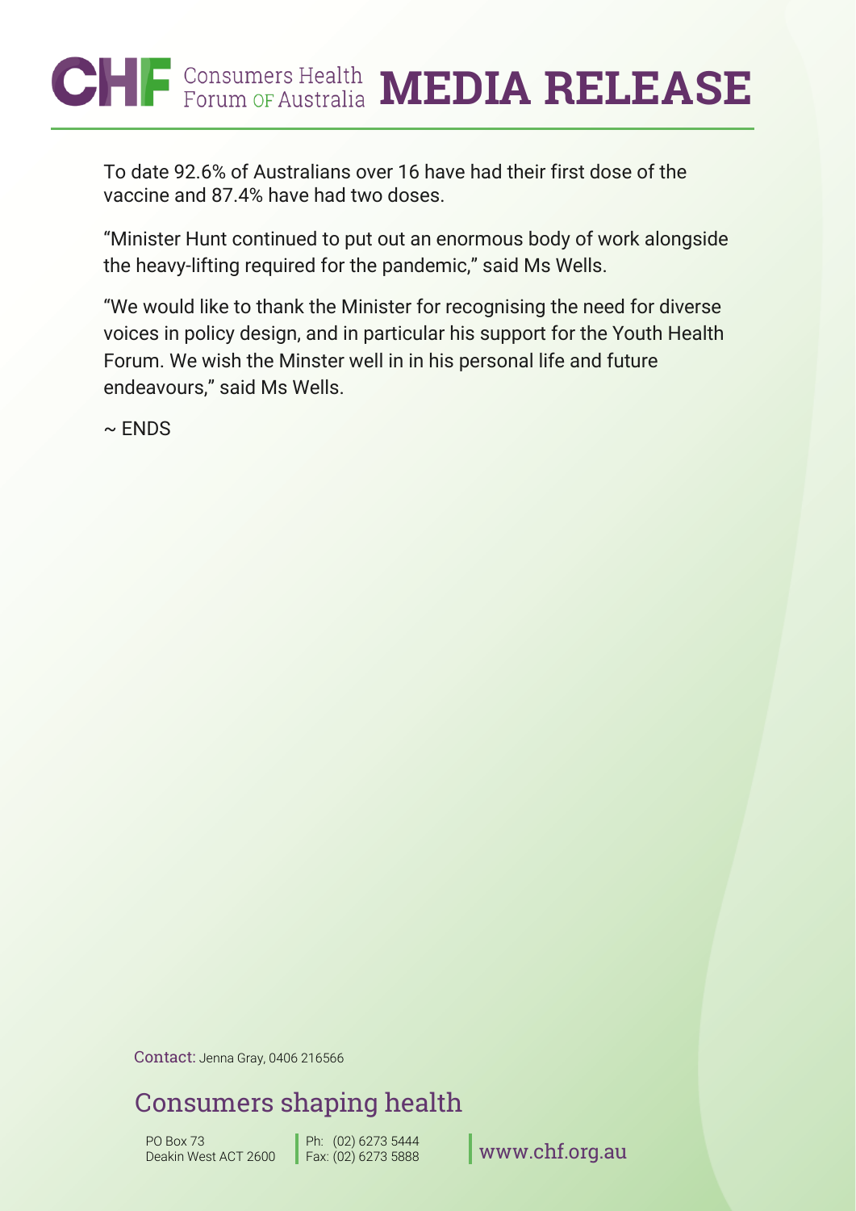To date 92.6% of Australians over 16 have had their first dose of the vaccine and 87.4% have had two doses.

"Minister Hunt continued to put out an enormous body of work alongside the heavy-lifting required for the pandemic," said Ms Wells.

"We would like to thank the Minister for recognising the need for diverse voices in policy design, and in particular his support for the Youth Health Forum. We wish the Minster well in in his personal life and future endeavours," said Ms Wells.

~ ENDS

Contact: Jenna Gray, 0406 216566

Consumers shaping health

PO Box 73
Deakin West ACT 2600

Ph: (02) 6273 5444
Fax: (02) 6273 5888

www.chf.org.au